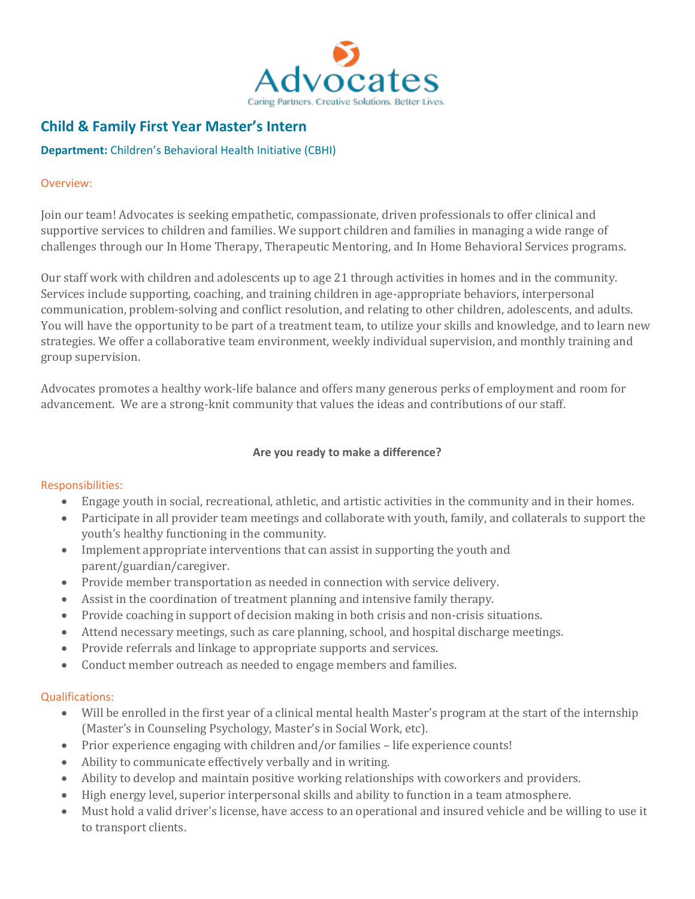Advocates

Caring Partners. Creative Solutions. Better Lives.

## Child & Family First Year Master's Intern

**Department:** Children's Behavioral Health Initiative (CBHI)

### Overview:

Join our team! Advocates is seeking empathetic, compassionate, driven professionals to offer clinical and supportive services to children and families. We support children and families in managing a wide range of challenges through our In Home Therapy, Therapeutic Mentoring, and In Home Behavioral Services programs.

Our staff work with children and adolescents up to age 21 through activities in homes and in the community. Services include supporting, coaching, and training children in age-appropriate behaviors, interpersonal communication, problem-solving and conflict resolution, and relating to other children, adolescents, and adults. You will have the opportunity to be part of a treatment team, to utilize your skills and knowledge, and to learn new strategies. We offer a collaborative team environment, weekly individual supervision, and monthly training and group supervision.

Advocates promotes a healthy work-life balance and offers many generous perks of employment and room for advancement. We are a strong-knit community that values the ideas and contributions of our staff.

**Are you ready to make a difference?**

### Responsibilities:

- Engage youth in social, recreational, athletic, and artistic activities in the community and in their homes.
- Participate in all provider team meetings and collaborate with youth, family, and collaterals to support the youth's healthy functioning in the community.
- Implement appropriate interventions that can assist in supporting the youth and parent/guardian/caregiver.
- Provide member transportation as needed in connection with service delivery.
- Assist in the coordination of treatment planning and intensive family therapy.
- Provide coaching in support of decision making in both crisis and non-crisis situations.
- Attend necessary meetings, such as care planning, school, and hospital discharge meetings.
- Provide referrals and linkage to appropriate supports and services.
- Conduct member outreach as needed to engage members and families.

### Qualifications:

- Will be enrolled in the first year of a clinical mental health Master's program at the start of the internship (Master's in Counseling Psychology, Master's in Social Work, etc).
- Prior experience engaging with children and/or families – life experience counts!
- Ability to communicate effectively verbally and in writing.
- Ability to develop and maintain positive working relationships with coworkers and providers.
- High energy level, superior interpersonal skills and ability to function in a team atmosphere.
- Must hold a valid driver's license, have access to an operational and insured vehicle and be willing to use it to transport clients.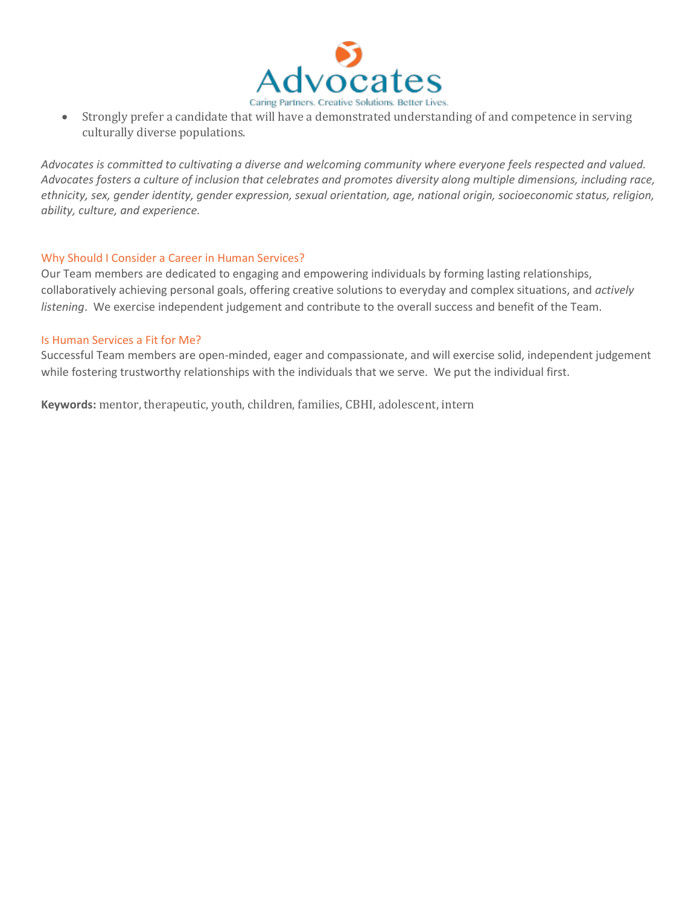- Strongly prefer a candidate that will have a demonstrated understanding of and competence in serving culturally diverse populations.

*Advocates is committed to cultivating a diverse and welcoming community where everyone feels respected and valued. Advocates fosters a culture of inclusion that celebrates and promotes diversity along multiple dimensions, including race, ethnicity, sex, gender identity, gender expression, sexual orientation, age, national origin, socioeconomic status, religion, ability, culture, and experience.*

## Why Should I Consider a Career in Human Services?

Our Team members are dedicated to engaging and empowering individuals by forming lasting relationships, collaboratively achieving personal goals, offering creative solutions to everyday and complex situations, and *actively listening*. We exercise independent judgement and contribute to the overall success and benefit of the Team.

## Is Human Services a Fit for Me?

Successful Team members are open-minded, eager and compassionate, and will exercise solid, independent judgement while fostering trustworthy relationships with the individuals that we serve. We put the individual first.

**Keywords:** mentor, therapeutic, youth, children, families, CBHI, adolescent, intern